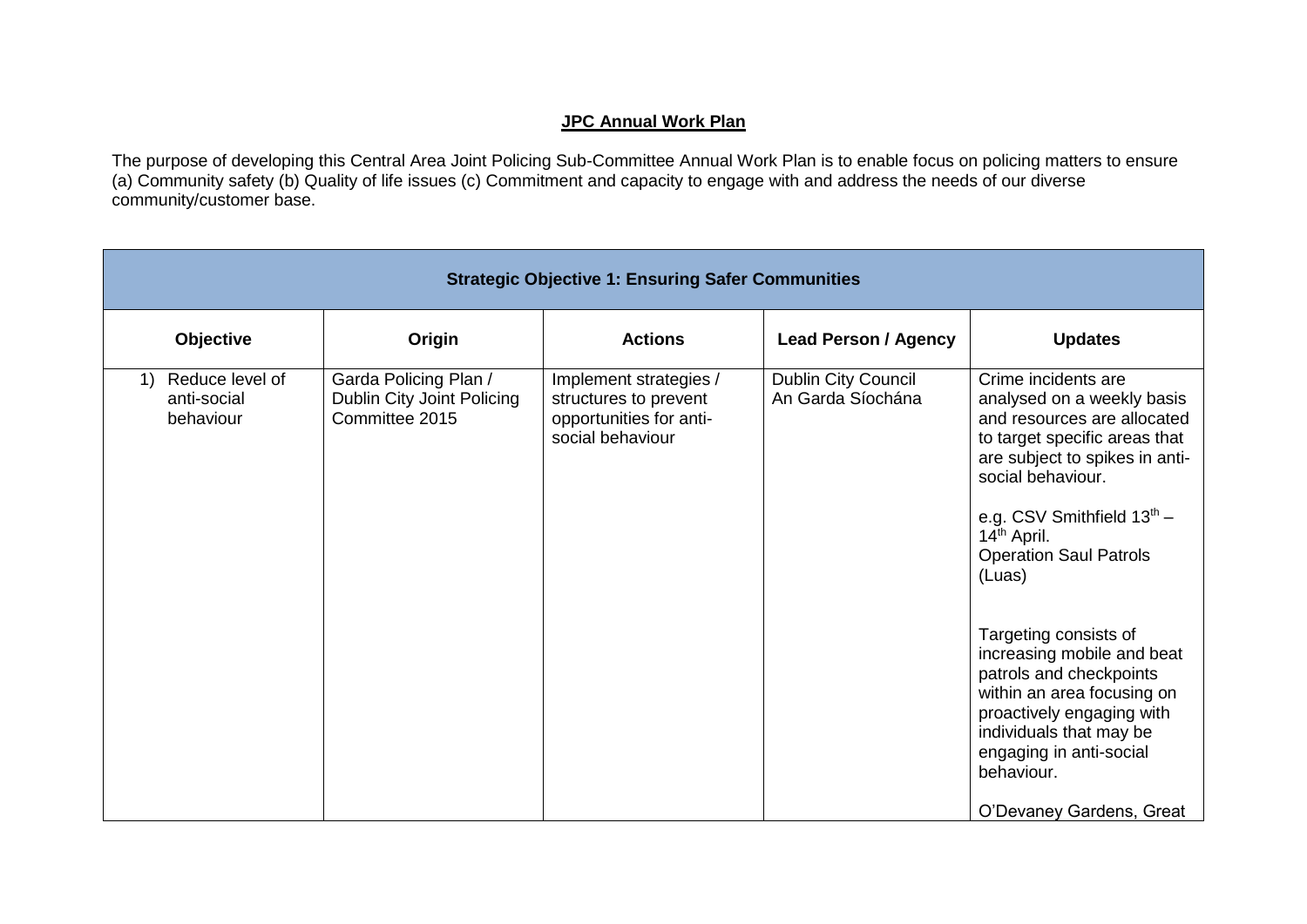**JPC Annual Work Plan**

The purpose of developing this Central Area Joint Policing Sub-Committee Annual Work Plan is to enable focus on policing matters to ensure (a) Community safety (b) Quality of life issues (c) Commitment and capacity to engage with and address the needs of our diverse community/customer base.

| Strategic Objective 1: Ensuring Safer Communities | | | | |
|---|---|---|---|---|
| **Objective** | **Origin** | **Actions** | **Lead Person / Agency** | **Updates** |
| 1) Reduce level of anti-social behaviour | Garda Policing Plan / Dublin City Joint Policing Committee 2015 | Implement strategies / structures to prevent opportunities for anti-social behaviour | Dublin City Council<br>An Garda Síochána | Crime incidents are analysed on a weekly basis and resources are allocated to target specific areas that are subject to spikes in anti-social behaviour.<br><br>e.g. CSV Smithfield 13th – 14th April.<br>Operation Saul Patrols (Luas)<br><br>Targeting consists of increasing mobile and beat patrols and checkpoints within an area focusing on proactively engaging with individuals that may be engaging in anti-social behaviour.<br><br>O'Devaney Gardens, Great |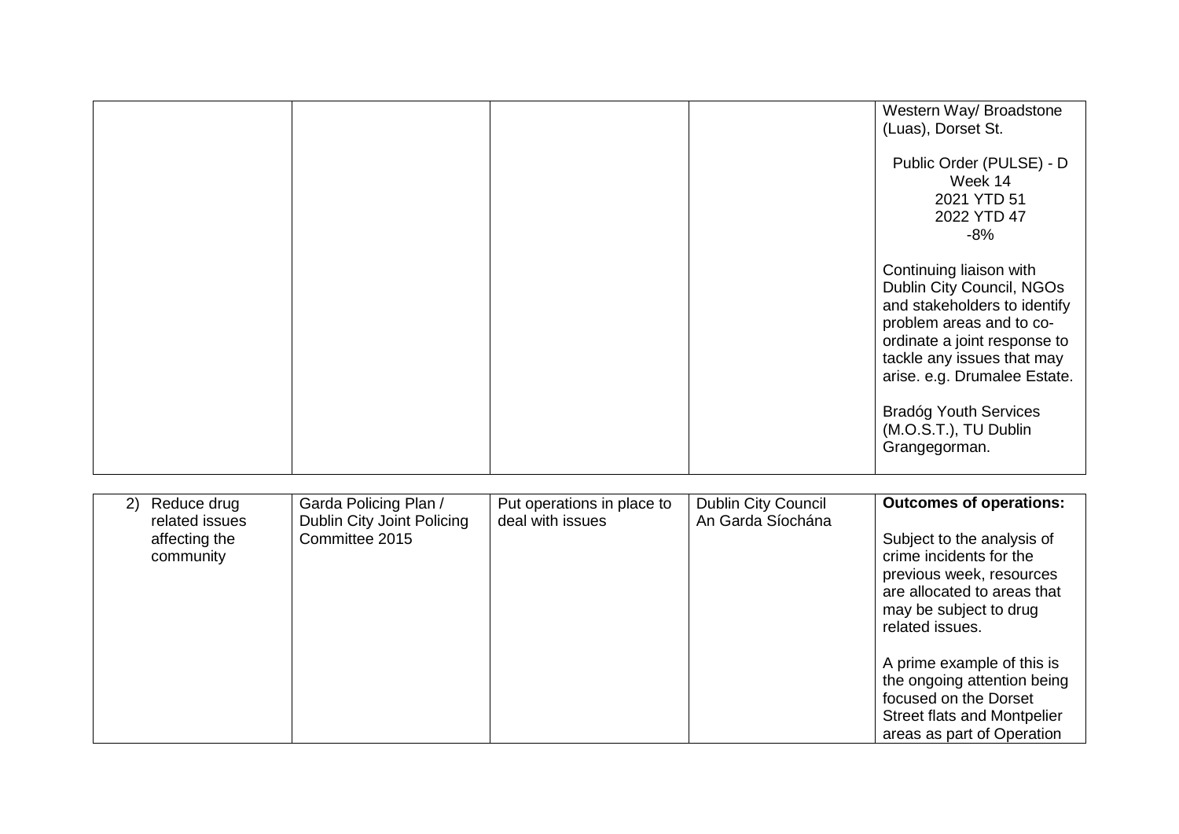| | | | | |
|---|---|---|---|---|
| | | | | Western Way/ Broadstone (Luas), Dorset St.<br><br>Public Order (PULSE) - D<br>Week 14<br>2021 YTD 51<br>2022 YTD 47<br>-8%<br><br>Continuing liaison with Dublin City Council, NGOs and stakeholders to identify problem areas and to co-ordinate a joint response to tackle any issues that may arise. e.g. Drumalee Estate.<br><br>Bradóg Youth Services (M.O.S.T.), TU Dublin Grangegorman. |

| | | | | |
|---|---|---|---|---|
| 2) Reduce drug related issues affecting the community | Garda Policing Plan / Dublin City Joint Policing Committee 2015 | Put operations in place to deal with issues | Dublin City Council<br>An Garda Síochána | **Outcomes of operations:**<br><br>Subject to the analysis of crime incidents for the previous week, resources are allocated to areas that may be subject to drug related issues.<br><br>A prime example of this is the ongoing attention being focused on the Dorset Street flats and Montpelier areas as part of Operation |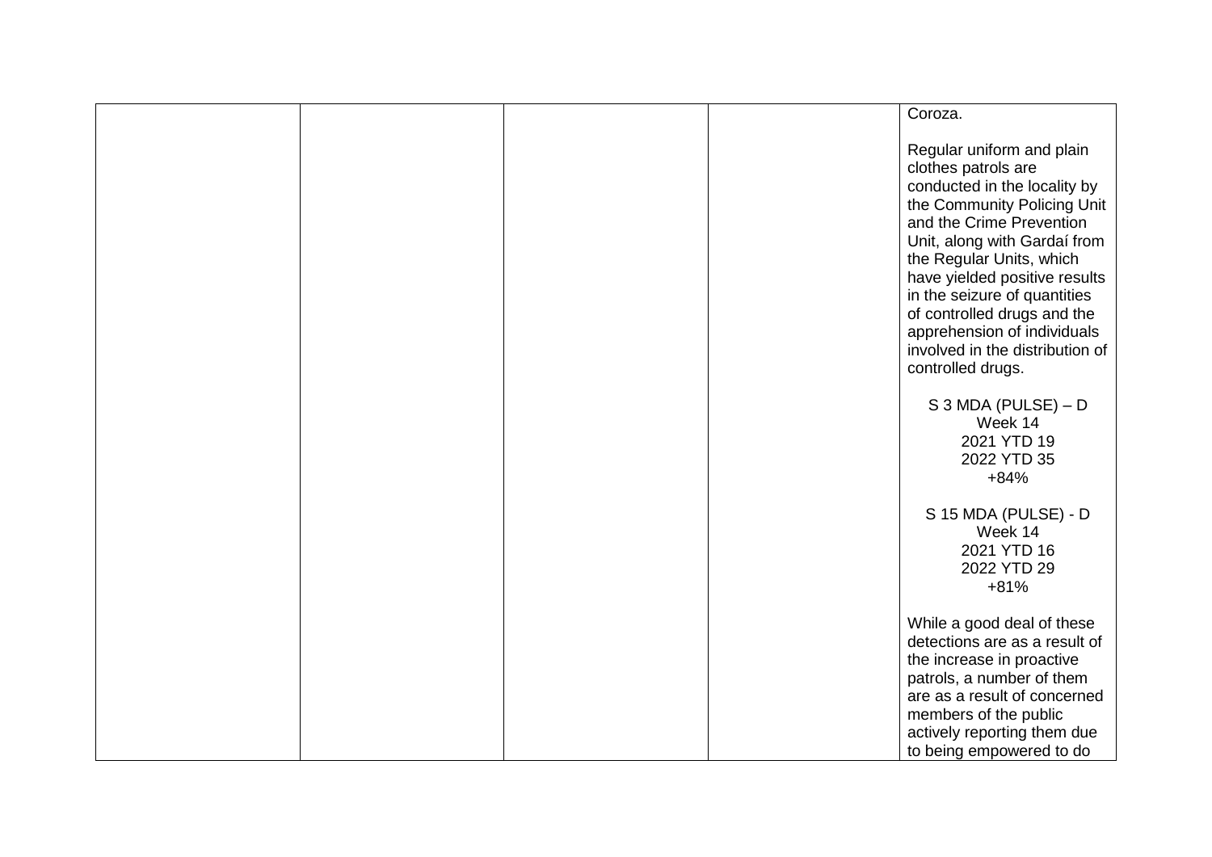| | | | | |
|---|---|---|---|---|
| | | | | Coroza.<br><br>Regular uniform and plain clothes patrols are conducted in the locality by the Community Policing Unit and the Crime Prevention Unit, along with Gardaí from the Regular Units, which have yielded positive results in the seizure of quantities of controlled drugs and the apprehension of individuals involved in the distribution of controlled drugs.<br><br>S 3 MDA (PULSE) – D<br>Week 14<br>2021 YTD 19<br>2022 YTD 35<br>+84%<br><br>S 15 MDA (PULSE) - D<br>Week 14<br>2021 YTD 16<br>2022 YTD 29<br>+81%<br><br>While a good deal of these detections are as a result of the increase in proactive patrols, a number of them are as a result of concerned members of the public actively reporting them due to being empowered to do |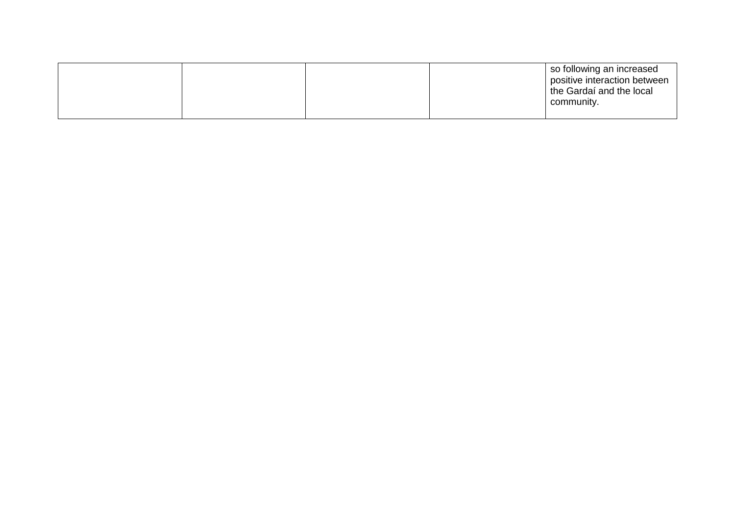| | | | | |
|---|---|---|---|---|
| | | | | so following an increased positive interaction between the Gardaí and the local community. |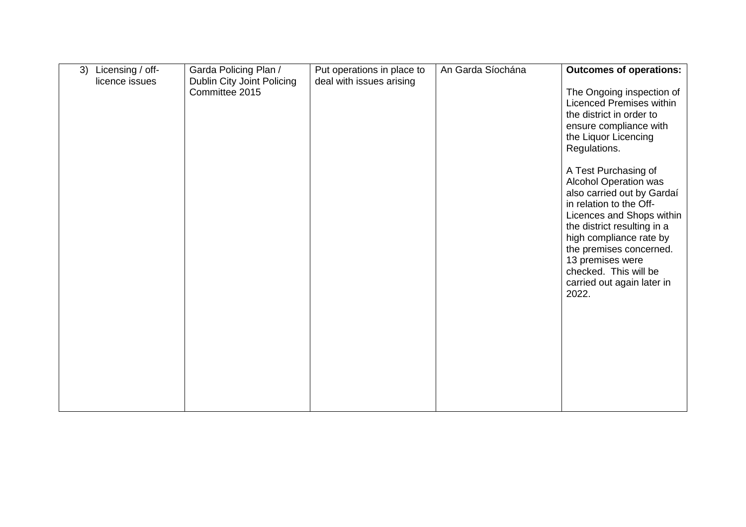| 3) Licensing / off-licence issues | Garda Policing Plan / Dublin City Joint Policing Committee 2015 | Put operations in place to deal with issues arising | An Garda Síochána | **Outcomes of operations:**<br><br>The Ongoing inspection of Licenced Premises within the district in order to ensure compliance with the Liquor Licencing Regulations.<br><br>A Test Purchasing of Alcohol Operation was also carried out by Gardaí in relation to the Off-Licences and Shops within the district resulting in a high compliance rate by the premises concerned. 13 premises were checked. This will be carried out again later in 2022. |
|---|---|---|---|---|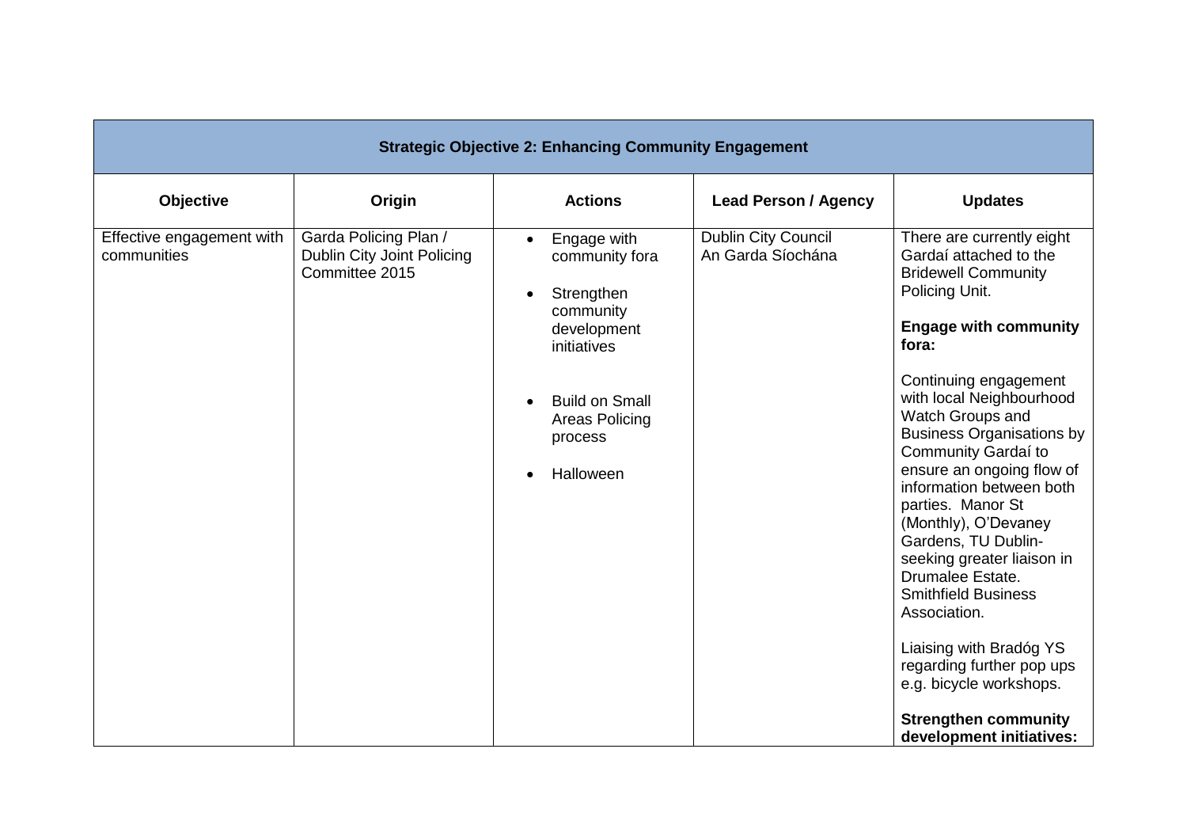| Strategic Objective 2: Enhancing Community Engagement | | | | |
|---|---|---|---|---|
| **Objective** | **Origin** | **Actions** | **Lead Person / Agency** | **Updates** |
| Effective engagement with communities | Garda Policing Plan / Dublin City Joint Policing Committee 2015 | • Engage with community fora<br><br>• Strengthen community development initiatives<br><br>• Build on Small Areas Policing process<br><br>• Halloween | Dublin City Council<br>An Garda Síochána | There are currently eight Gardaí attached to the Bridewell Community Policing Unit.<br><br>**Engage with community fora:**<br><br>Continuing engagement with local Neighbourhood Watch Groups and Business Organisations by Community Gardaí to ensure an ongoing flow of information between both parties. Manor St (Monthly), O'Devaney Gardens, TU Dublin- seeking greater liaison in Drumalee Estate. Smithfield Business Association.<br><br>Liaising with Bradóg YS regarding further pop ups e.g. bicycle workshops.<br><br>**Strengthen community development initiatives:** |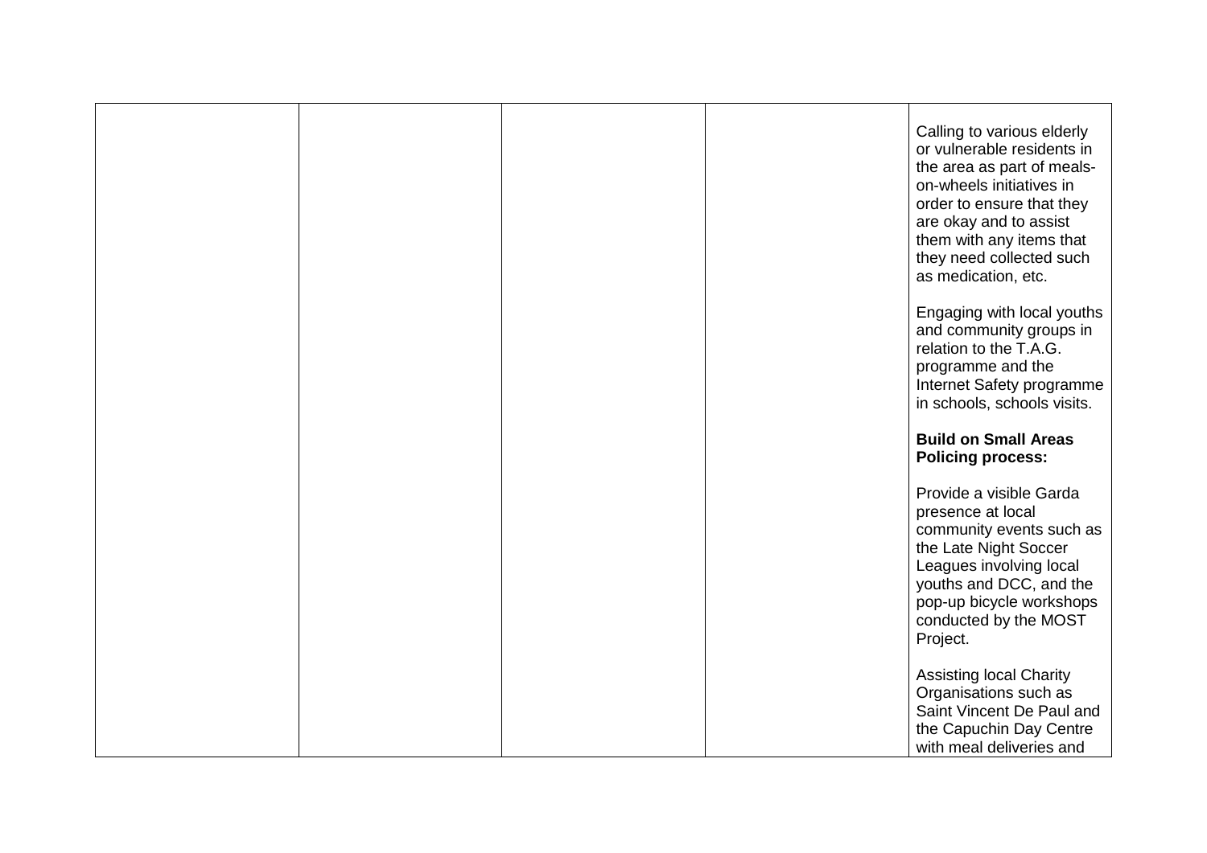| | | | | |
|---|---|---|---|---|
| | | | | Calling to various elderly or vulnerable residents in the area as part of meals-on-wheels initiatives in order to ensure that they are okay and to assist them with any items that they need collected such as medication, etc.<br><br>Engaging with local youths and community groups in relation to the T.A.G. programme and the Internet Safety programme in schools, schools visits.<br><br>**Build on Small Areas Policing process:**<br><br>Provide a visible Garda presence at local community events such as the Late Night Soccer Leagues involving local youths and DCC, and the pop-up bicycle workshops conducted by the MOST Project.<br><br>Assisting local Charity Organisations such as Saint Vincent De Paul and the Capuchin Day Centre with meal deliveries and |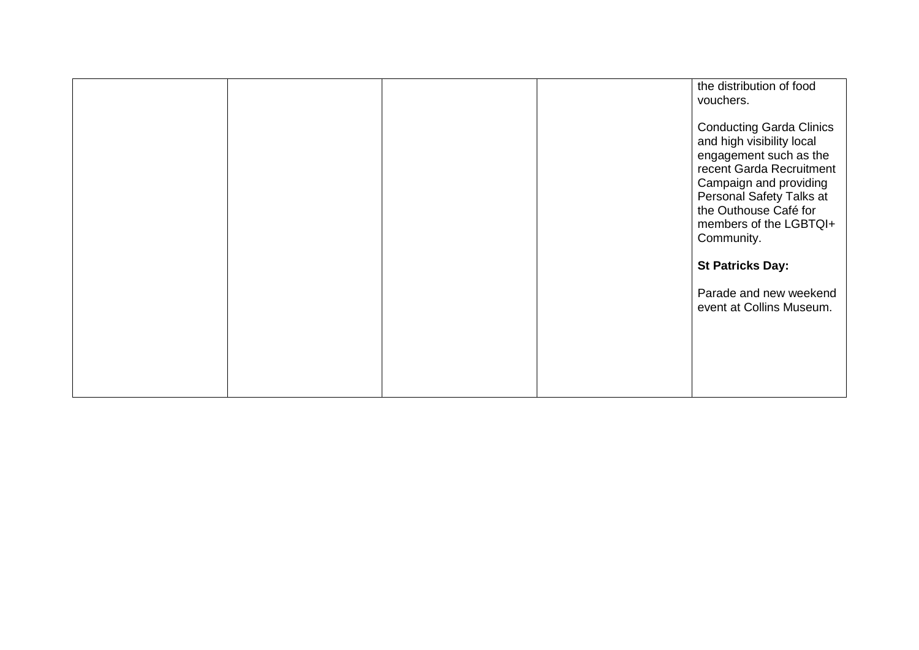| | | | | |
|---|---|---|---|---|
| | | | | the distribution of food vouchers.<br><br>Conducting Garda Clinics and high visibility local engagement such as the recent Garda Recruitment Campaign and providing Personal Safety Talks at the Outhouse Café for members of the LGBTQI+ Community.<br><br>**St Patricks Day:**<br><br>Parade and new weekend event at Collins Museum. |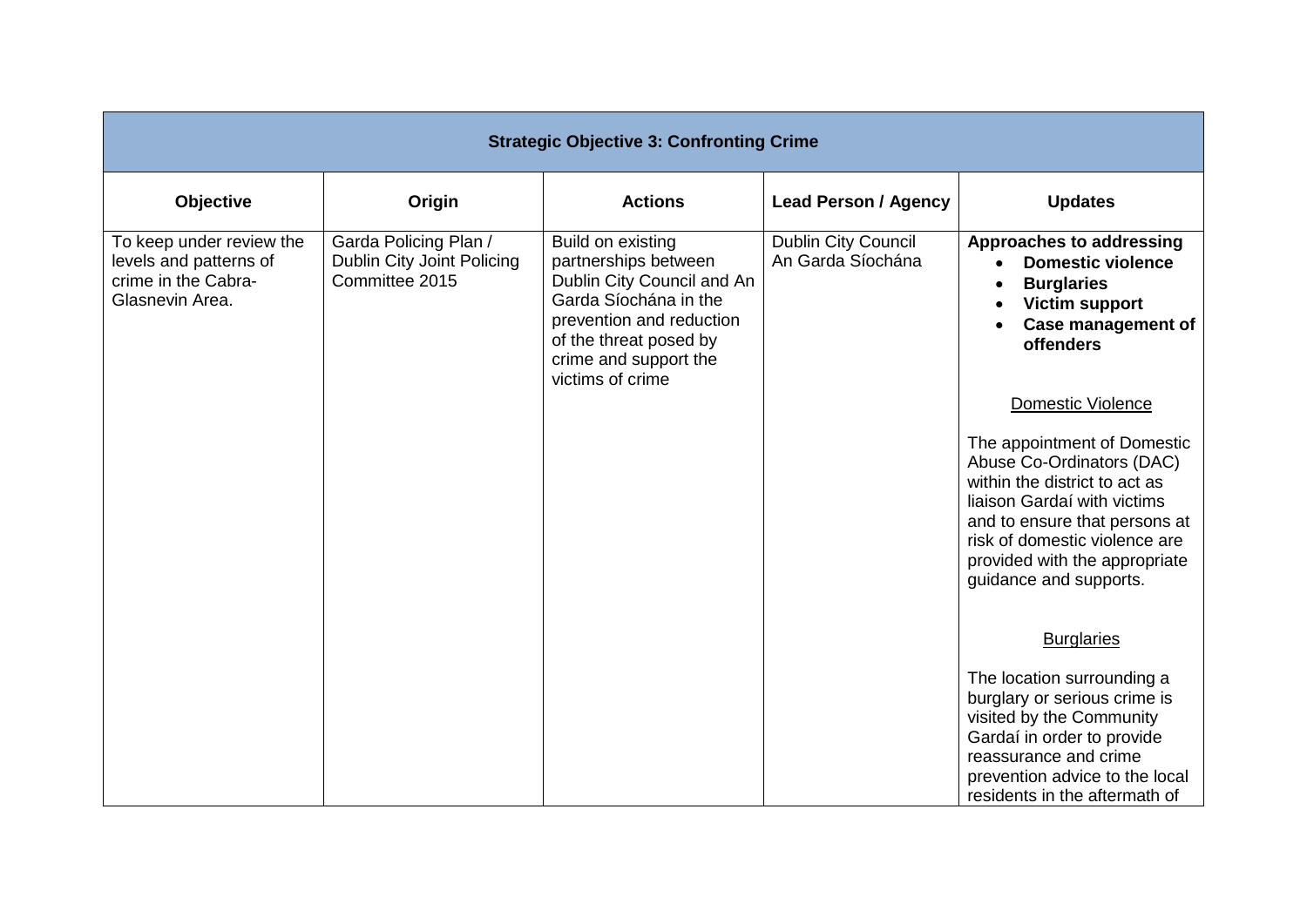| Strategic Objective 3: Confronting Crime | | | | |
|---|---|---|---|---|
| **Objective** | **Origin** | **Actions** | **Lead Person / Agency** | **Updates** |
| To keep under review the levels and patterns of crime in the Cabra-Glasnevin Area. | Garda Policing Plan / Dublin City Joint Policing Committee 2015 | Build on existing partnerships between Dublin City Council and An Garda Síochána in the prevention and reduction of the threat posed by crime and support the victims of crime | Dublin City Council<br>An Garda Síochána | **Approaches to addressing**<br>• **Domestic violence**<br>• **Burglaries**<br>• **Victim support**<br>• **Case management of offenders**<br><br>Domestic Violence<br><br>The appointment of Domestic Abuse Co-Ordinators (DAC) within the district to act as liaison Gardaí with victims and to ensure that persons at risk of domestic violence are provided with the appropriate guidance and supports.<br><br>Burglaries<br><br>The location surrounding a burglary or serious crime is visited by the Community Gardaí in order to provide reassurance and crime prevention advice to the local residents in the aftermath of |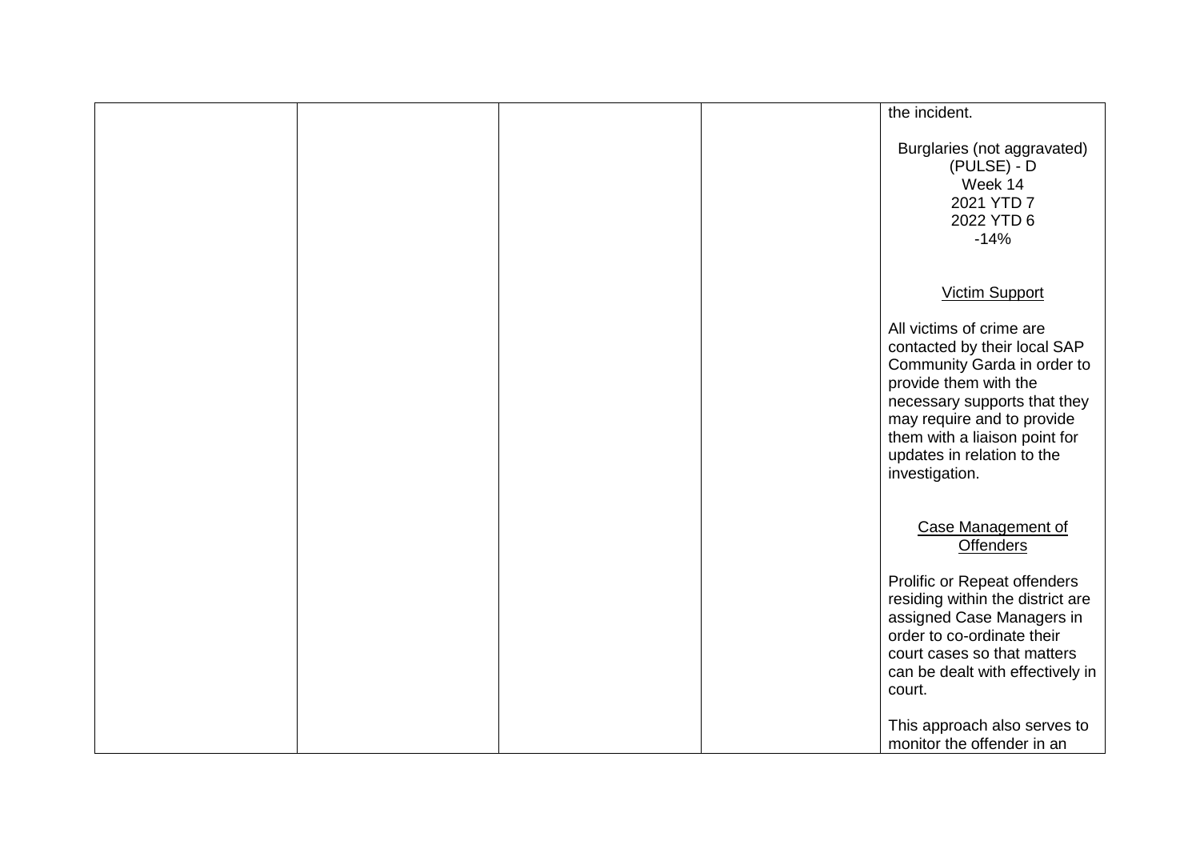| | | | | |
|---|---|---|---|---|
| | | | | the incident.<br><br>Burglaries (not aggravated) (PULSE) - D<br>Week 14<br>2021 YTD 7<br>2022 YTD 6<br>-14%<br><br><u>Victim Support</u><br><br>All victims of crime are contacted by their local SAP Community Garda in order to provide them with the necessary supports that they may require and to provide them with a liaison point for updates in relation to the investigation.<br><br><u>Case Management of Offenders</u><br><br>Prolific or Repeat offenders residing within the district are assigned Case Managers in order to co-ordinate their court cases so that matters can be dealt with effectively in court.<br><br>This approach also serves to monitor the offender in an |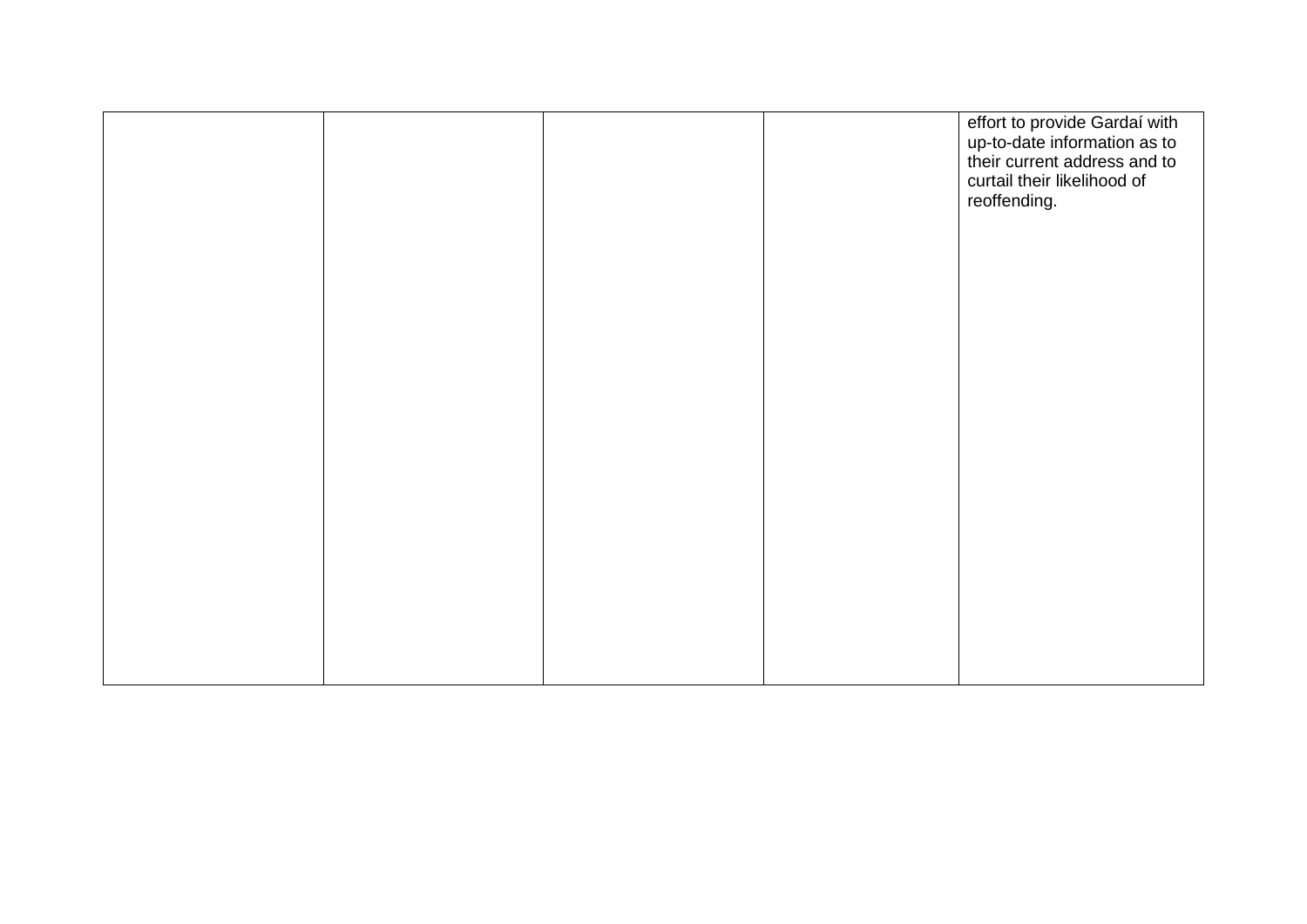| | | | | |
|---|---|---|---|---|
| | | | | effort to provide Gardaí with up-to-date information as to their current address and to curtail their likelihood of reoffending. |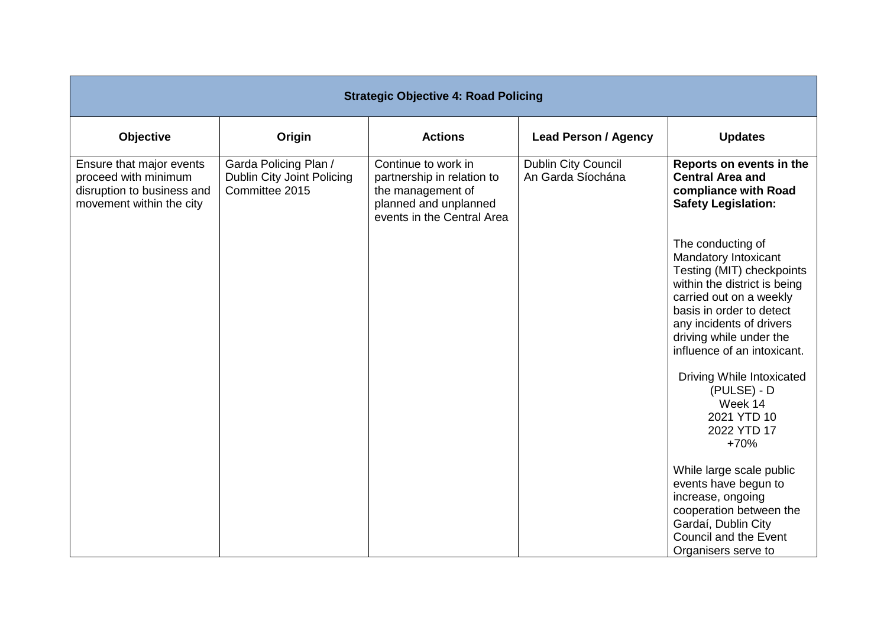| Strategic Objective 4: Road Policing | | | | |
|---|---|---|---|---|
| **Objective** | **Origin** | **Actions** | **Lead Person / Agency** | **Updates** |
| Ensure that major events proceed with minimum disruption to business and movement within the city | Garda Policing Plan / Dublin City Joint Policing Committee 2015 | Continue to work in partnership in relation to the management of planned and unplanned events in the Central Area | Dublin City Council<br>An Garda Síochána | **Reports on events in the Central Area and compliance with Road Safety Legislation:**<br><br>The conducting of Mandatory Intoxicant Testing (MIT) checkpoints within the district is being carried out on a weekly basis in order to detect any incidents of drivers driving while under the influence of an intoxicant.<br><br>Driving While Intoxicated (PULSE) - D<br>Week 14<br>2021 YTD 10<br>2022 YTD 17<br>+70%<br><br>While large scale public events have begun to increase, ongoing cooperation between the Gardaí, Dublin City Council and the Event Organisers serve to |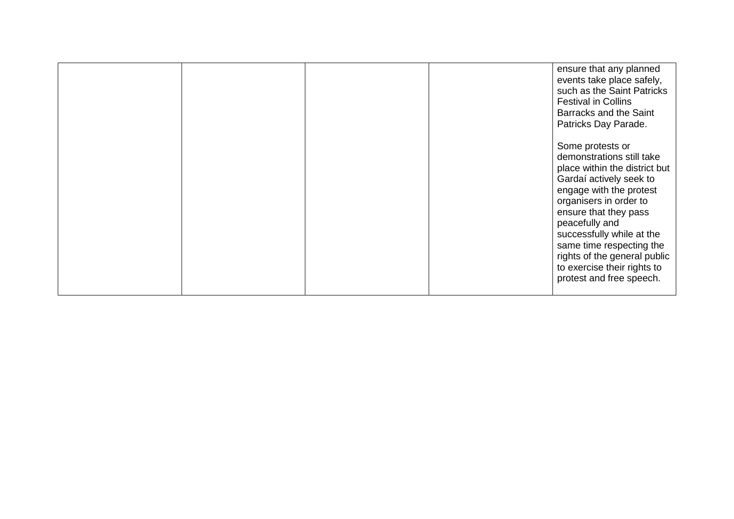| | | | | |
|---|---|---|---|---|
| | | | | ensure that any planned events take place safely, such as the Saint Patricks Festival in Collins Barracks and the Saint Patricks Day Parade.<br><br>Some protests or demonstrations still take place within the district but Gardaí actively seek to engage with the protest organisers in order to ensure that they pass peacefully and successfully while at the same time respecting the rights of the general public to exercise their rights to protest and free speech. |